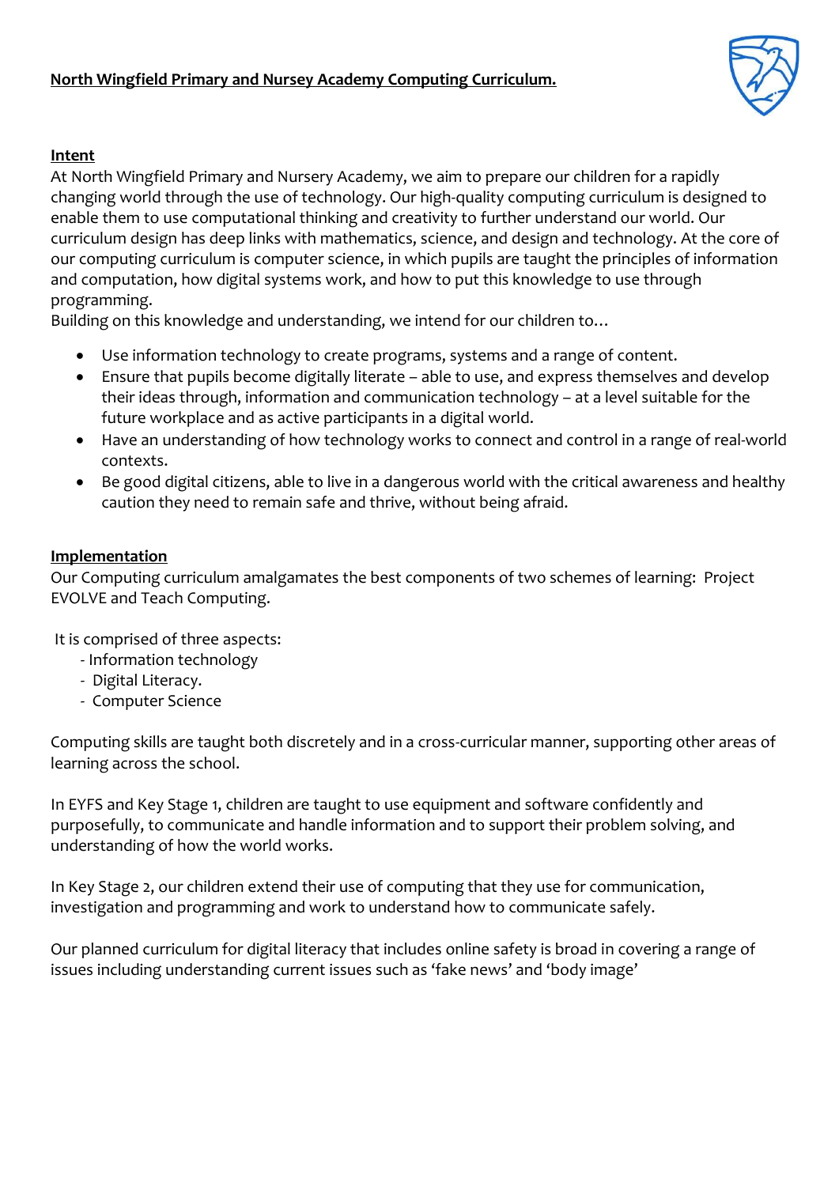# **North Wingfield Primary and Nursey Academy Computing Curriculum.**

## **Intent**

At North Wingfield Primary and Nursery Academy, we aim to prepare our children for a rapidly changing world through the use of technology. Our high-quality computing curriculum is designed to enable them to use computational thinking and creativity to further understand our world. Our curriculum design has deep links with mathematics, science, and design and technology. At the core of our computing curriculum is computer science, in which pupils are taught the principles of information and computation, how digital systems work, and how to put this knowledge to use through programming.

Building on this knowledge and understanding, we intend for our children to…

- Use information technology to create programs, systems and a range of content.
- Ensure that pupils become digitally literate – able to use, and express themselves and develop their ideas through, information and communication technology – at a level suitable for the future workplace and as active participants in a digital world.
- Have an understanding of how technology works to connect and control in a range of real-world contexts.
- Be good digital citizens, able to live in a dangerous world with the critical awareness and healthy caution they need to remain safe and thrive, without being afraid.

## **Implementation**

Our Computing curriculum amalgamates the best components of two schemes of learning: Project EVOLVE and Teach Computing.

It is comprised of three aspects:

- Information technology
- Digital Literacy.
- Computer Science

Computing skills are taught both discretely and in a cross-curricular manner, supporting other areas of learning across the school.

In EYFS and Key Stage 1, children are taught to use equipment and software confidently and purposefully, to communicate and handle information and to support their problem solving, and understanding of how the world works.

In Key Stage 2, our children extend their use of computing that they use for communication, investigation and programming and work to understand how to communicate safely.

Our planned curriculum for digital literacy that includes online safety is broad in covering a range of issues including understanding current issues such as 'fake news' and 'body image'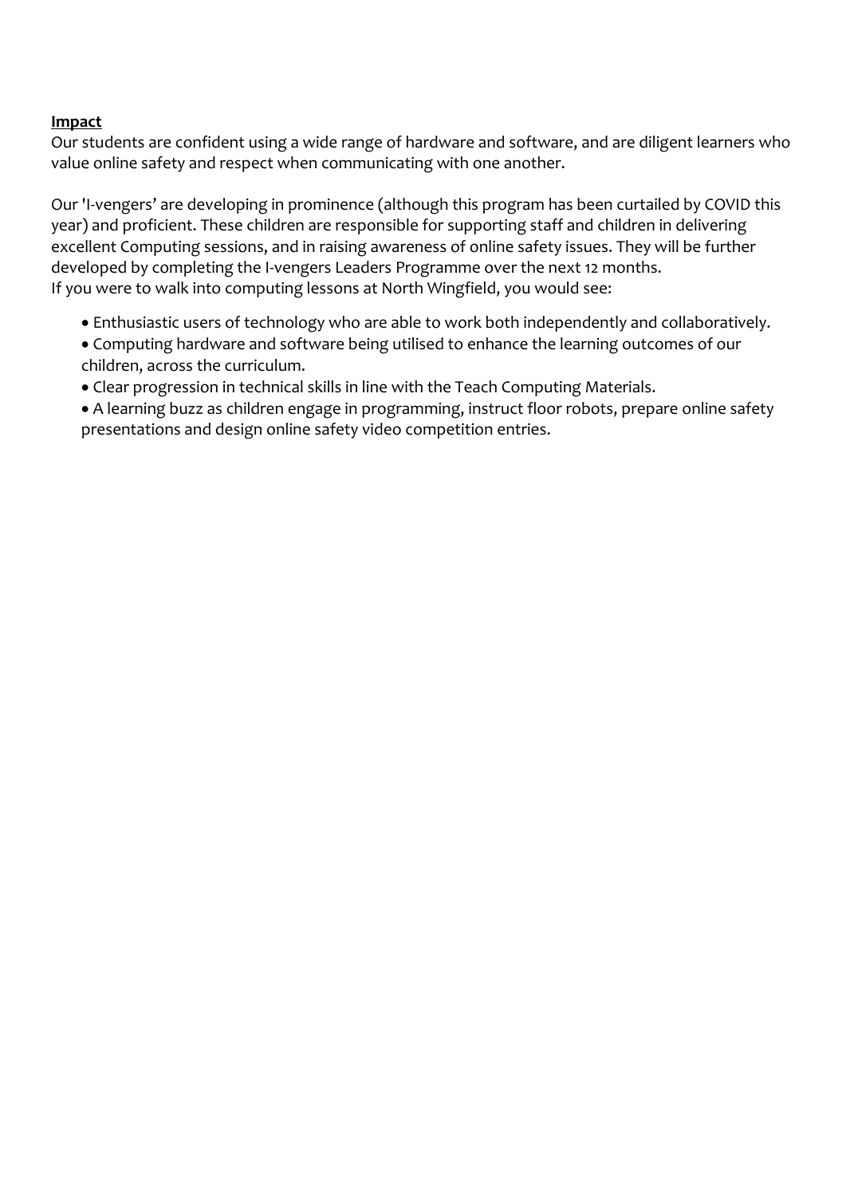**Impact**

Our students are confident using a wide range of hardware and software, and are diligent learners who value online safety and respect when communicating with one another.

Our 'I-vengers' are developing in prominence (although this program has been curtailed by COVID this year) and proficient. These children are responsible for supporting staff and children in delivering excellent Computing sessions, and in raising awareness of online safety issues. They will be further developed by completing the I-vengers Leaders Programme over the next 12 months.
If you were to walk into computing lessons at North Wingfield, you would see:

- Enthusiastic users of technology who are able to work both independently and collaboratively.
- Computing hardware and software being utilised to enhance the learning outcomes of our children, across the curriculum.
- Clear progression in technical skills in line with the Teach Computing Materials.
- A learning buzz as children engage in programming, instruct floor robots, prepare online safety presentations and design online safety video competition entries.